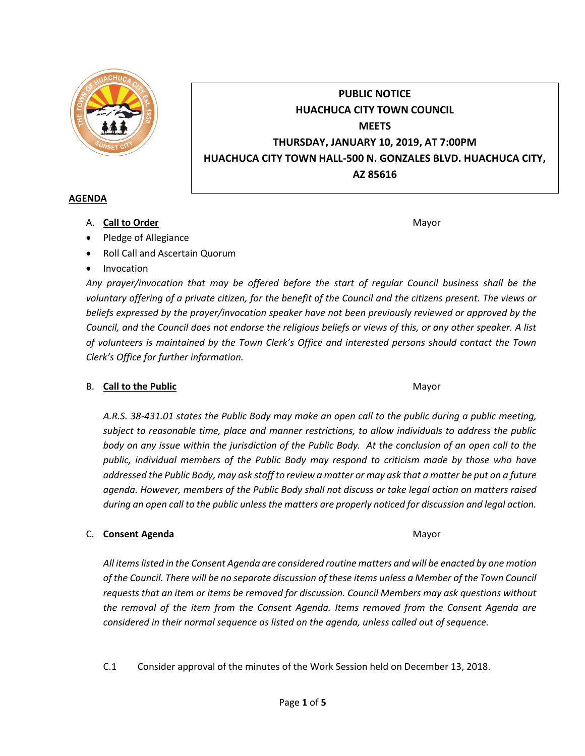**PUBLIC NOTICE**
**HUACHUCA CITY TOWN COUNCIL**
**MEETS**
**THURSDAY, JANUARY 10, 2019, AT 7:00PM**
**HUACHUCA CITY TOWN HALL-500 N. GONZALES BLVD. HUACHUCA CITY, AZ 85616**

## AGENDA

A. **Call to Order** Mayor

- Pledge of Allegiance
- Roll Call and Ascertain Quorum
- Invocation

*Any prayer/invocation that may be offered before the start of regular Council business shall be the voluntary offering of a private citizen, for the benefit of the Council and the citizens present. The views or beliefs expressed by the prayer/invocation speaker have not been previously reviewed or approved by the Council, and the Council does not endorse the religious beliefs or views of this, or any other speaker. A list of volunteers is maintained by the Town Clerk's Office and interested persons should contact the Town Clerk's Office for further information.*

B. **Call to the Public** Mayor

*A.R.S. 38-431.01 states the Public Body may make an open call to the public during a public meeting, subject to reasonable time, place and manner restrictions, to allow individuals to address the public body on any issue within the jurisdiction of the Public Body. At the conclusion of an open call to the public, individual members of the Public Body may respond to criticism made by those who have addressed the Public Body, may ask staff to review a matter or may ask that a matter be put on a future agenda. However, members of the Public Body shall not discuss or take legal action on matters raised during an open call to the public unless the matters are properly noticed for discussion and legal action.*

C. **Consent Agenda** Mayor

*All items listed in the Consent Agenda are considered routine matters and will be enacted by one motion of the Council. There will be no separate discussion of these items unless a Member of the Town Council requests that an item or items be removed for discussion. Council Members may ask questions without the removal of the item from the Consent Agenda. Items removed from the Consent Agenda are considered in their normal sequence as listed on the agenda, unless called out of sequence.*

C.1 Consider approval of the minutes of the Work Session held on December 13, 2018.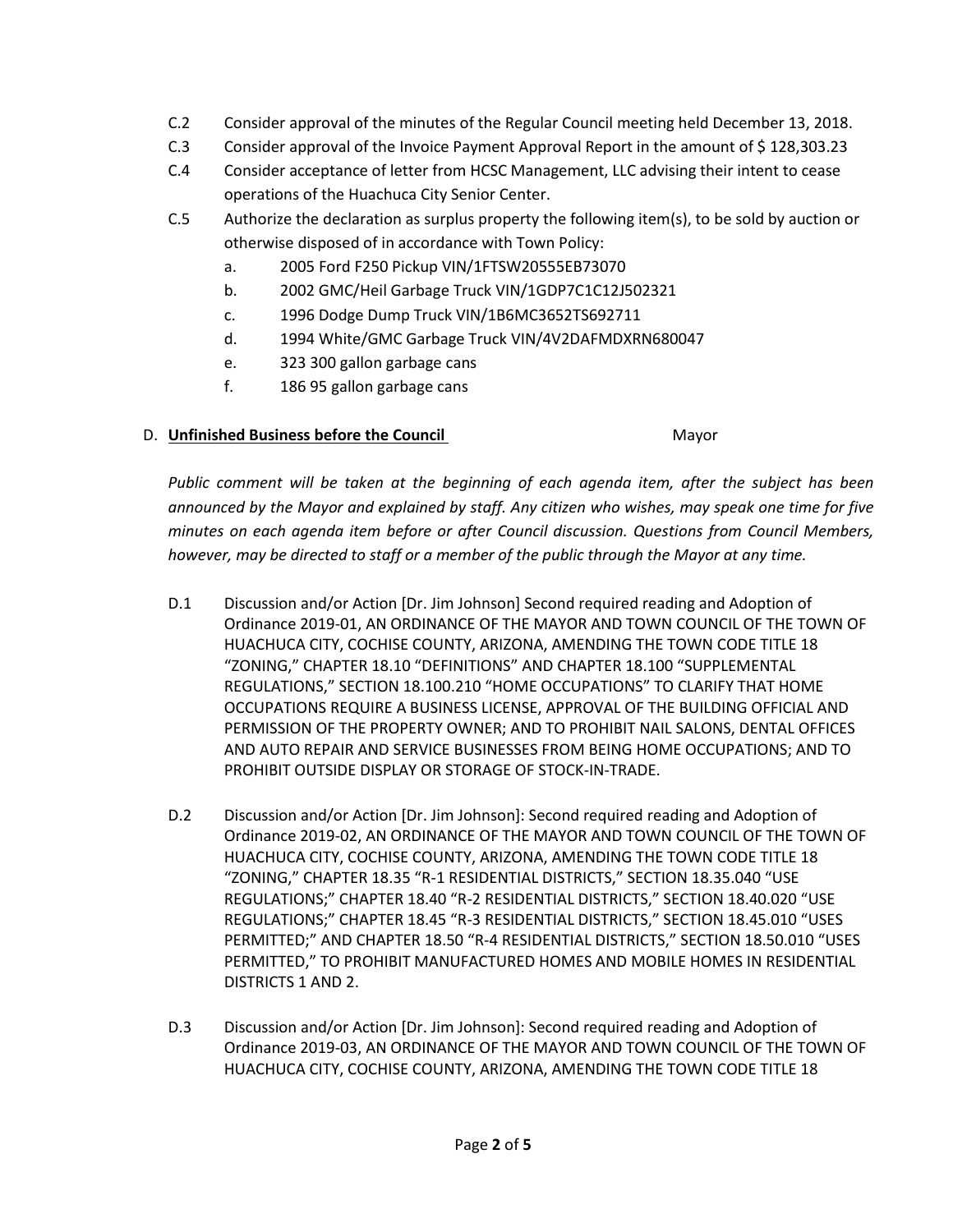- C.2 Consider approval of the minutes of the Regular Council meeting held December 13, 2018.
- C.3 Consider approval of the Invoice Payment Approval Report in the amount of $ 128,303.23
- C.4 Consider acceptance of letter from HCSC Management, LLC advising their intent to cease operations of the Huachuca City Senior Center.
- C.5 Authorize the declaration as surplus property the following item(s), to be sold by auction or otherwise disposed of in accordance with Town Policy:
  - a. 2005 Ford F250 Pickup VIN/1FTSW20555EB73070
  - b. 2002 GMC/Heil Garbage Truck VIN/1GDP7C1C12J502321
  - c. 1996 Dodge Dump Truck VIN/1B6MC3652TS692711
  - d. 1994 White/GMC Garbage Truck VIN/4V2DAFMDXRN680047
  - e. 323 300 gallon garbage cans
  - f. 186 95 gallon garbage cans

## D. **Unfinished Business before the Council** Mayor

*Public comment will be taken at the beginning of each agenda item, after the subject has been announced by the Mayor and explained by staff. Any citizen who wishes, may speak one time for five minutes on each agenda item before or after Council discussion. Questions from Council Members, however, may be directed to staff or a member of the public through the Mayor at any time.*

- D.1 Discussion and/or Action [Dr. Jim Johnson] Second required reading and Adoption of Ordinance 2019-01, AN ORDINANCE OF THE MAYOR AND TOWN COUNCIL OF THE TOWN OF HUACHUCA CITY, COCHISE COUNTY, ARIZONA, AMENDING THE TOWN CODE TITLE 18 "ZONING," CHAPTER 18.10 "DEFINITIONS" AND CHAPTER 18.100 "SUPPLEMENTAL REGULATIONS," SECTION 18.100.210 "HOME OCCUPATIONS" TO CLARIFY THAT HOME OCCUPATIONS REQUIRE A BUSINESS LICENSE, APPROVAL OF THE BUILDING OFFICIAL AND PERMISSION OF THE PROPERTY OWNER; AND TO PROHIBIT NAIL SALONS, DENTAL OFFICES AND AUTO REPAIR AND SERVICE BUSINESSES FROM BEING HOME OCCUPATIONS; AND TO PROHIBIT OUTSIDE DISPLAY OR STORAGE OF STOCK-IN-TRADE.

- D.2 Discussion and/or Action [Dr. Jim Johnson]: Second required reading and Adoption of Ordinance 2019-02, AN ORDINANCE OF THE MAYOR AND TOWN COUNCIL OF THE TOWN OF HUACHUCA CITY, COCHISE COUNTY, ARIZONA, AMENDING THE TOWN CODE TITLE 18 "ZONING," CHAPTER 18.35 "R-1 RESIDENTIAL DISTRICTS," SECTION 18.35.040 "USE REGULATIONS;" CHAPTER 18.40 "R-2 RESIDENTIAL DISTRICTS," SECTION 18.40.020 "USE REGULATIONS;" CHAPTER 18.45 "R-3 RESIDENTIAL DISTRICTS," SECTION 18.45.010 "USES PERMITTED;" AND CHAPTER 18.50 "R-4 RESIDENTIAL DISTRICTS," SECTION 18.50.010 "USES PERMITTED," TO PROHIBIT MANUFACTURED HOMES AND MOBILE HOMES IN RESIDENTIAL DISTRICTS 1 AND 2.

- D.3 Discussion and/or Action [Dr. Jim Johnson]: Second required reading and Adoption of Ordinance 2019-03, AN ORDINANCE OF THE MAYOR AND TOWN COUNCIL OF THE TOWN OF HUACHUCA CITY, COCHISE COUNTY, ARIZONA, AMENDING THE TOWN CODE TITLE 18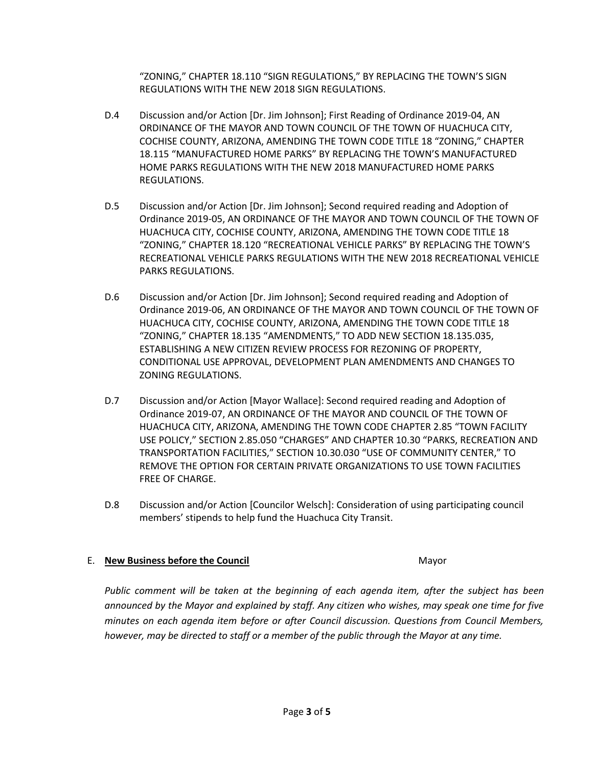"ZONING," CHAPTER 18.110 "SIGN REGULATIONS," BY REPLACING THE TOWN'S SIGN REGULATIONS WITH THE NEW 2018 SIGN REGULATIONS.

D.4 Discussion and/or Action [Dr. Jim Johnson]; First Reading of Ordinance 2019-04, AN ORDINANCE OF THE MAYOR AND TOWN COUNCIL OF THE TOWN OF HUACHUCA CITY, COCHISE COUNTY, ARIZONA, AMENDING THE TOWN CODE TITLE 18 "ZONING," CHAPTER 18.115 "MANUFACTURED HOME PARKS" BY REPLACING THE TOWN'S MANUFACTURED HOME PARKS REGULATIONS WITH THE NEW 2018 MANUFACTURED HOME PARKS REGULATIONS.

D.5 Discussion and/or Action [Dr. Jim Johnson]; Second required reading and Adoption of Ordinance 2019-05, AN ORDINANCE OF THE MAYOR AND TOWN COUNCIL OF THE TOWN OF HUACHUCA CITY, COCHISE COUNTY, ARIZONA, AMENDING THE TOWN CODE TITLE 18 "ZONING," CHAPTER 18.120 "RECREATIONAL VEHICLE PARKS" BY REPLACING THE TOWN'S RECREATIONAL VEHICLE PARKS REGULATIONS WITH THE NEW 2018 RECREATIONAL VEHICLE PARKS REGULATIONS.

D.6 Discussion and/or Action [Dr. Jim Johnson]; Second required reading and Adoption of Ordinance 2019-06, AN ORDINANCE OF THE MAYOR AND TOWN COUNCIL OF THE TOWN OF HUACHUCA CITY, COCHISE COUNTY, ARIZONA, AMENDING THE TOWN CODE TITLE 18 "ZONING," CHAPTER 18.135 "AMENDMENTS," TO ADD NEW SECTION 18.135.035, ESTABLISHING A NEW CITIZEN REVIEW PROCESS FOR REZONING OF PROPERTY, CONDITIONAL USE APPROVAL, DEVELOPMENT PLAN AMENDMENTS AND CHANGES TO ZONING REGULATIONS.

D.7 Discussion and/or Action [Mayor Wallace]: Second required reading and Adoption of Ordinance 2019-07, AN ORDINANCE OF THE MAYOR AND COUNCIL OF THE TOWN OF HUACHUCA CITY, ARIZONA, AMENDING THE TOWN CODE CHAPTER 2.85 "TOWN FACILITY USE POLICY," SECTION 2.85.050 "CHARGES" AND CHAPTER 10.30 "PARKS, RECREATION AND TRANSPORTATION FACILITIES," SECTION 10.30.030 "USE OF COMMUNITY CENTER," TO REMOVE THE OPTION FOR CERTAIN PRIVATE ORGANIZATIONS TO USE TOWN FACILITIES FREE OF CHARGE.

D.8 Discussion and/or Action [Councilor Welsch]: Consideration of using participating council members' stipends to help fund the Huachuca City Transit.

E. **New Business before the Council** Mayor

*Public comment will be taken at the beginning of each agenda item, after the subject has been announced by the Mayor and explained by staff. Any citizen who wishes, may speak one time for five minutes on each agenda item before or after Council discussion. Questions from Council Members, however, may be directed to staff or a member of the public through the Mayor at any time.*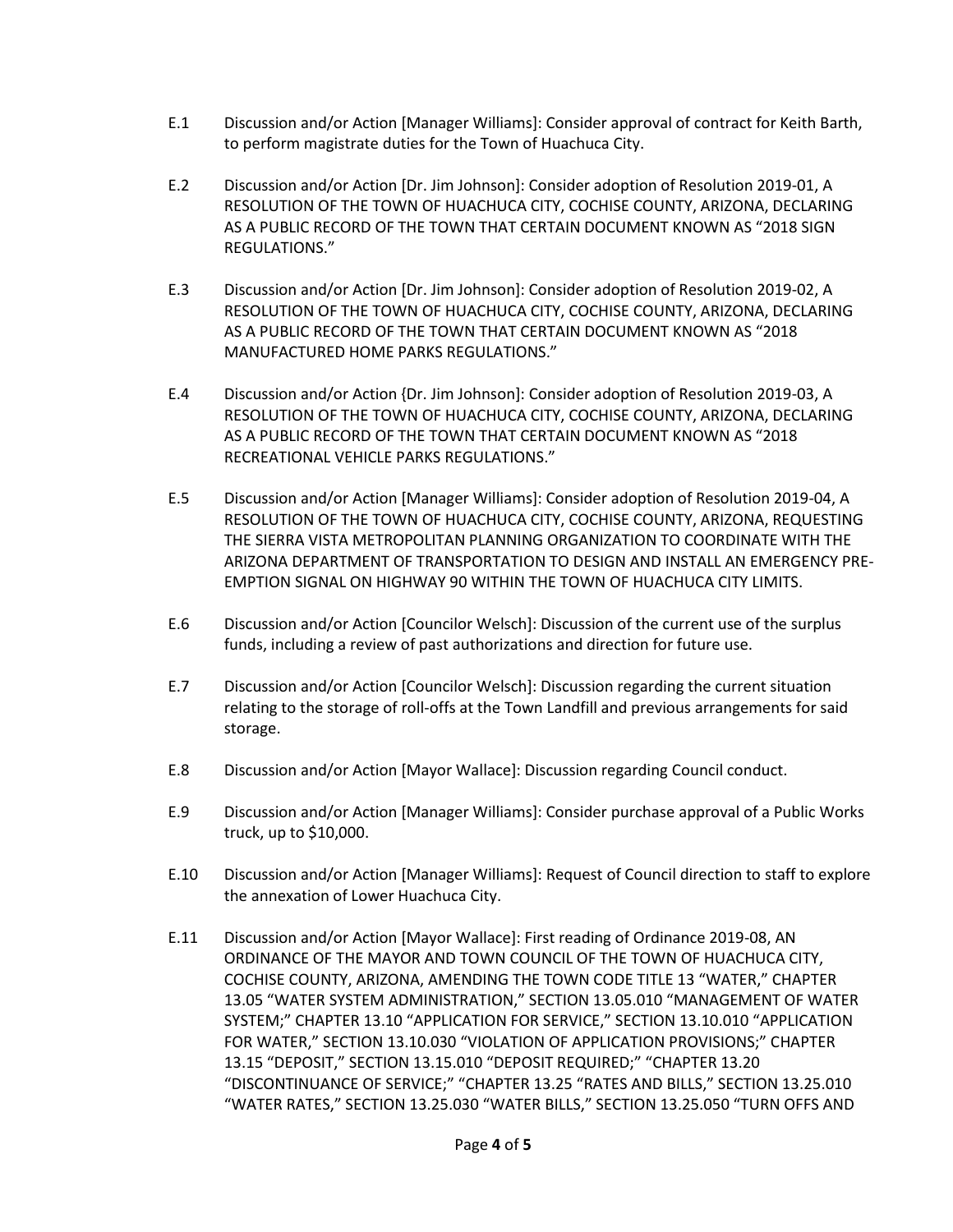E.1 Discussion and/or Action [Manager Williams]: Consider approval of contract for Keith Barth, to perform magistrate duties for the Town of Huachuca City.

E.2 Discussion and/or Action [Dr. Jim Johnson]: Consider adoption of Resolution 2019-01, A RESOLUTION OF THE TOWN OF HUACHUCA CITY, COCHISE COUNTY, ARIZONA, DECLARING AS A PUBLIC RECORD OF THE TOWN THAT CERTAIN DOCUMENT KNOWN AS "2018 SIGN REGULATIONS."

E.3 Discussion and/or Action [Dr. Jim Johnson]: Consider adoption of Resolution 2019-02, A RESOLUTION OF THE TOWN OF HUACHUCA CITY, COCHISE COUNTY, ARIZONA, DECLARING AS A PUBLIC RECORD OF THE TOWN THAT CERTAIN DOCUMENT KNOWN AS "2018 MANUFACTURED HOME PARKS REGULATIONS."

E.4 Discussion and/or Action {Dr. Jim Johnson]: Consider adoption of Resolution 2019-03, A RESOLUTION OF THE TOWN OF HUACHUCA CITY, COCHISE COUNTY, ARIZONA, DECLARING AS A PUBLIC RECORD OF THE TOWN THAT CERTAIN DOCUMENT KNOWN AS "2018 RECREATIONAL VEHICLE PARKS REGULATIONS."

E.5 Discussion and/or Action [Manager Williams]: Consider adoption of Resolution 2019-04, A RESOLUTION OF THE TOWN OF HUACHUCA CITY, COCHISE COUNTY, ARIZONA, REQUESTING THE SIERRA VISTA METROPOLITAN PLANNING ORGANIZATION TO COORDINATE WITH THE ARIZONA DEPARTMENT OF TRANSPORTATION TO DESIGN AND INSTALL AN EMERGENCY PRE-EMPTION SIGNAL ON HIGHWAY 90 WITHIN THE TOWN OF HUACHUCA CITY LIMITS.

E.6 Discussion and/or Action [Councilor Welsch]: Discussion of the current use of the surplus funds, including a review of past authorizations and direction for future use.

E.7 Discussion and/or Action [Councilor Welsch]: Discussion regarding the current situation relating to the storage of roll-offs at the Town Landfill and previous arrangements for said storage.

E.8 Discussion and/or Action [Mayor Wallace]: Discussion regarding Council conduct.

E.9 Discussion and/or Action [Manager Williams]: Consider purchase approval of a Public Works truck, up to $10,000.

E.10 Discussion and/or Action [Manager Williams]: Request of Council direction to staff to explore the annexation of Lower Huachuca City.

E.11 Discussion and/or Action [Mayor Wallace]: First reading of Ordinance 2019-08, AN ORDINANCE OF THE MAYOR AND TOWN COUNCIL OF THE TOWN OF HUACHUCA CITY, COCHISE COUNTY, ARIZONA, AMENDING THE TOWN CODE TITLE 13 "WATER," CHAPTER 13.05 "WATER SYSTEM ADMINISTRATION," SECTION 13.05.010 "MANAGEMENT OF WATER SYSTEM;" CHAPTER 13.10 "APPLICATION FOR SERVICE," SECTION 13.10.010 "APPLICATION FOR WATER," SECTION 13.10.030 "VIOLATION OF APPLICATION PROVISIONS;" CHAPTER 13.15 "DEPOSIT," SECTION 13.15.010 "DEPOSIT REQUIRED;" "CHAPTER 13.20 "DISCONTINUANCE OF SERVICE;" "CHAPTER 13.25 "RATES AND BILLS," SECTION 13.25.010 "WATER RATES," SECTION 13.25.030 "WATER BILLS," SECTION 13.25.050 "TURN OFFS AND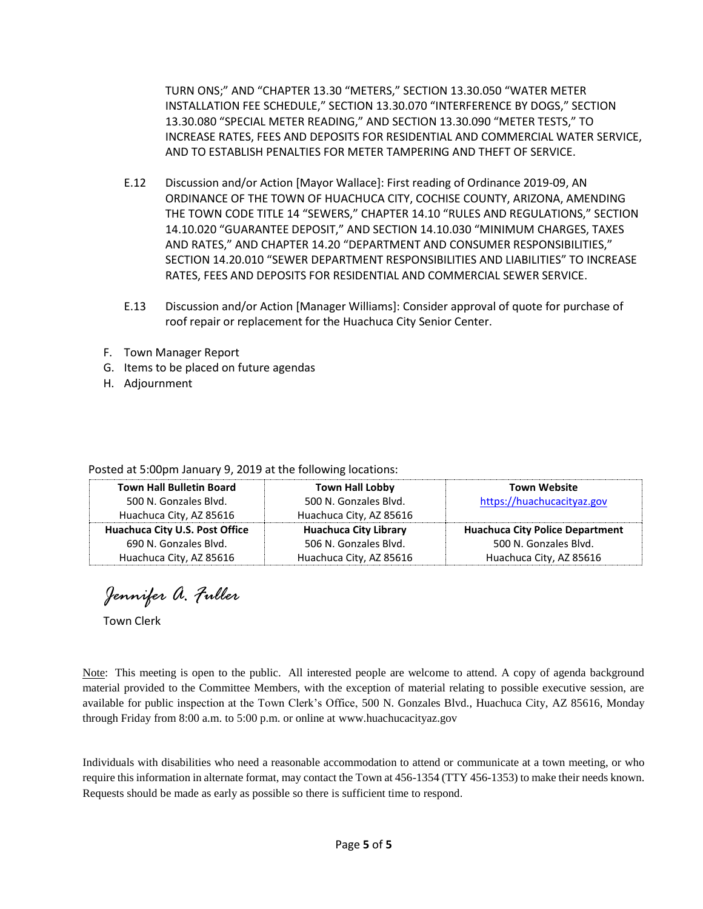TURN ONS;" AND "CHAPTER 13.30 "METERS," SECTION 13.30.050 "WATER METER INSTALLATION FEE SCHEDULE," SECTION 13.30.070 "INTERFERENCE BY DOGS," SECTION 13.30.080 "SPECIAL METER READING," AND SECTION 13.30.090 "METER TESTS," TO INCREASE RATES, FEES AND DEPOSITS FOR RESIDENTIAL AND COMMERCIAL WATER SERVICE, AND TO ESTABLISH PENALTIES FOR METER TAMPERING AND THEFT OF SERVICE.

E.12 Discussion and/or Action [Mayor Wallace]: First reading of Ordinance 2019-09, AN ORDINANCE OF THE TOWN OF HUACHUCA CITY, COCHISE COUNTY, ARIZONA, AMENDING THE TOWN CODE TITLE 14 "SEWERS," CHAPTER 14.10 "RULES AND REGULATIONS," SECTION 14.10.020 "GUARANTEE DEPOSIT," AND SECTION 14.10.030 "MINIMUM CHARGES, TAXES AND RATES," AND CHAPTER 14.20 "DEPARTMENT AND CONSUMER RESPONSIBILITIES," SECTION 14.20.010 "SEWER DEPARTMENT RESPONSIBILITIES AND LIABILITIES" TO INCREASE RATES, FEES AND DEPOSITS FOR RESIDENTIAL AND COMMERCIAL SEWER SERVICE.

E.13 Discussion and/or Action [Manager Williams]: Consider approval of quote for purchase of roof repair or replacement for the Huachuca City Senior Center.

F. Town Manager Report
G. Items to be placed on future agendas
H. Adjournment

Posted at 5:00pm January 9, 2019 at the following locations:

| | | |
|---|---|---|
| **Town Hall Bulletin Board**<br>500 N. Gonzales Blvd.<br>Huachuca City, AZ 85616 | **Town Hall Lobby**<br>500 N. Gonzales Blvd.<br>Huachuca City, AZ 85616 | **Town Website**<br>https://huachucacityaz.gov |
| **Huachuca City U.S. Post Office**<br>690 N. Gonzales Blvd.<br>Huachuca City, AZ 85616 | **Huachuca City Library**<br>506 N. Gonzales Blvd.<br>Huachuca City, AZ 85616 | **Huachuca City Police Department**<br>500 N. Gonzales Blvd.<br>Huachuca City, AZ 85616 |

*Jennifer A. Fuller*

Town Clerk

Note: This meeting is open to the public. All interested people are welcome to attend. A copy of agenda background material provided to the Committee Members, with the exception of material relating to possible executive session, are available for public inspection at the Town Clerk's Office, 500 N. Gonzales Blvd., Huachuca City, AZ 85616, Monday through Friday from 8:00 a.m. to 5:00 p.m. or online at www.huachucacityaz.gov

Individuals with disabilities who need a reasonable accommodation to attend or communicate at a town meeting, or who require this information in alternate format, may contact the Town at 456-1354 (TTY 456-1353) to make their needs known. Requests should be made as early as possible so there is sufficient time to respond.